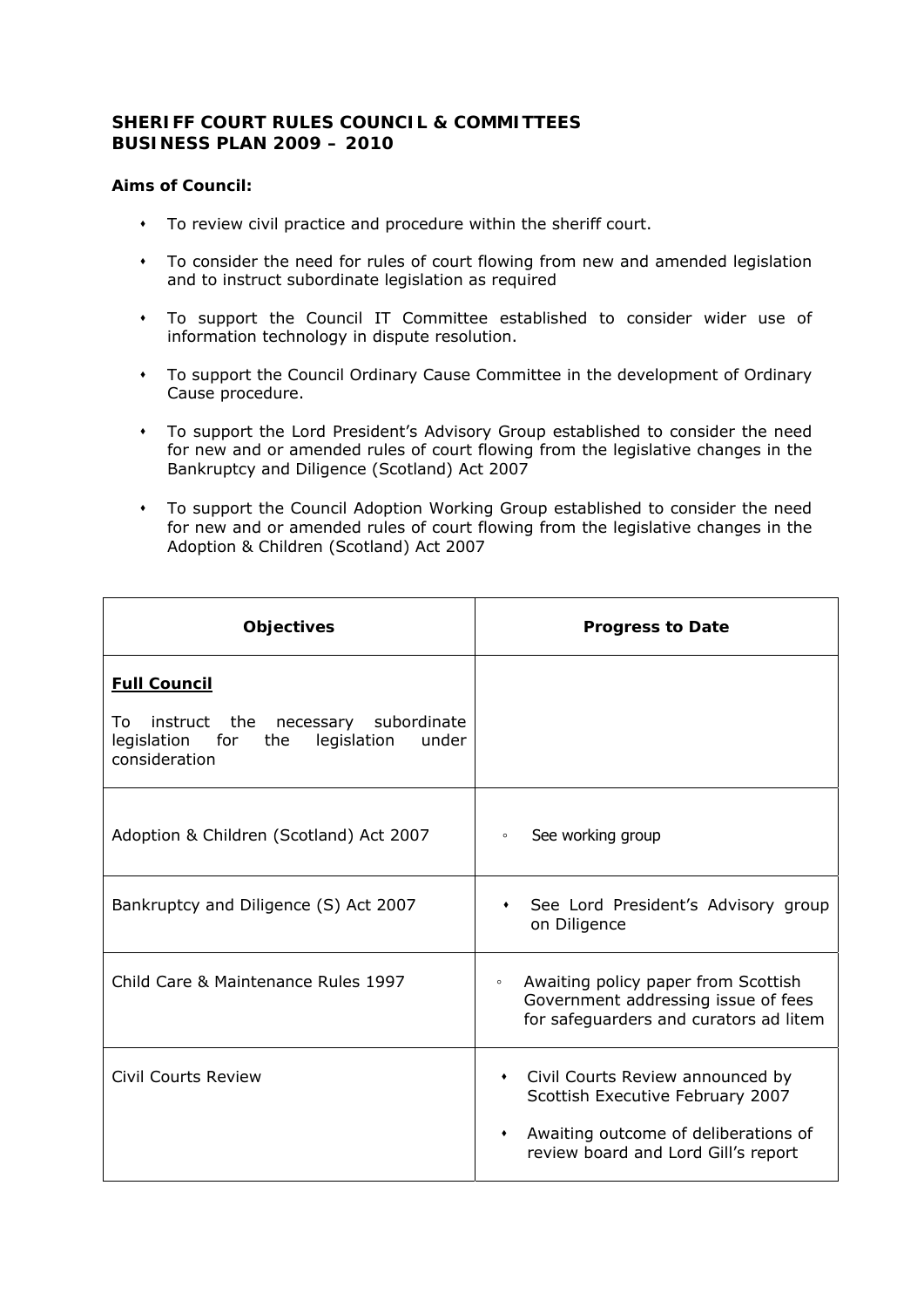**SHERIFF COURT RULES COUNCIL & COMMITTEES**
**BUSINESS PLAN 2009 – 2010**

**Aims of Council:**

- To review civil practice and procedure within the sheriff court.
- To consider the need for rules of court flowing from new and amended legislation and to instruct subordinate legislation as required
- To support the Council IT Committee established to consider wider use of information technology in dispute resolution.
- To support the Council Ordinary Cause Committee in the development of Ordinary Cause procedure.
- To support the Lord President's Advisory Group established to consider the need for new and or amended rules of court flowing from the legislative changes in the Bankruptcy and Diligence (Scotland) Act 2007
- To support the Council Adoption Working Group established to consider the need for new and or amended rules of court flowing from the legislative changes in the Adoption & Children (Scotland) Act 2007

| Objectives | Progress to Date |
|---|---|
| **Full Council**<br><br>To instruct the necessary subordinate legislation for the legislation under consideration | |
| Adoption & Children (Scotland) Act 2007 | ◦ See working group |
| Bankruptcy and Diligence (S) Act 2007 | • See Lord President's Advisory group on Diligence |
| Child Care & Maintenance Rules 1997 | ◦ Awaiting policy paper from Scottish Government addressing issue of fees for safeguarders and curators ad litem |
| Civil Courts Review | • Civil Courts Review announced by Scottish Executive February 2007<br><br>• Awaiting outcome of deliberations of review board and Lord Gill's report |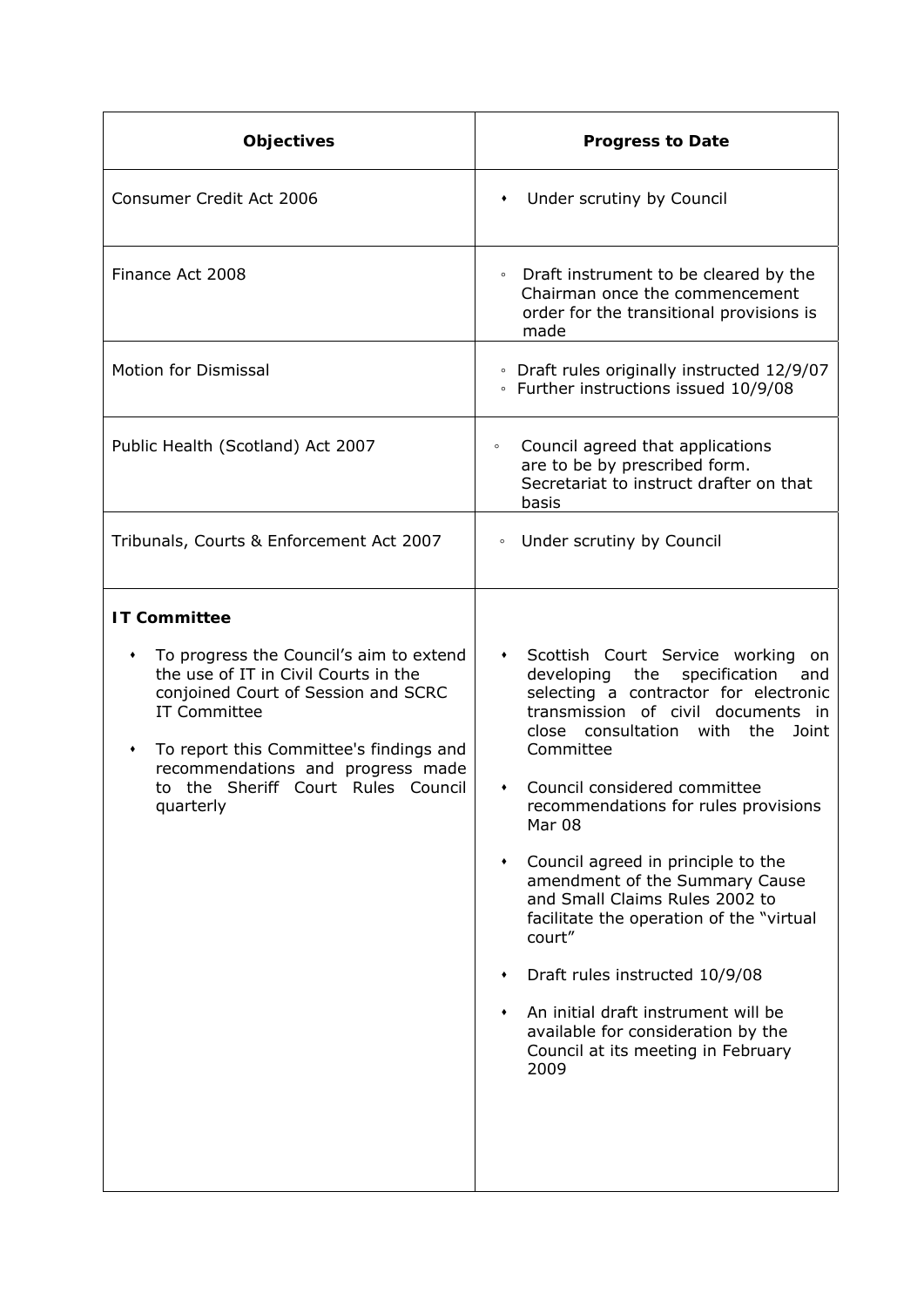| Objectives | Progress to Date |
|---|---|
| Consumer Credit Act 2006 | • Under scrutiny by Council |
| Finance Act 2008 | ◦ Draft instrument to be cleared by the Chairman once the commencement order for the transitional provisions is made |
| Motion for Dismissal | ◦ Draft rules originally instructed 12/9/07<br>◦ Further instructions issued 10/9/08 |
| Public Health (Scotland) Act 2007 | ◦ Council agreed that applications are to be by prescribed form. Secretariat to instruct drafter on that basis |
| Tribunals, Courts & Enforcement Act 2007 | ◦ Under scrutiny by Council |
| **IT Committee**<br>• To progress the Council's aim to extend the use of IT in Civil Courts in the conjoined Court of Session and SCRC IT Committee<br>• To report this Committee's findings and recommendations and progress made to the Sheriff Court Rules Council quarterly | • Scottish Court Service working on developing the specification and selecting a contractor for electronic transmission of civil documents in close consultation with the Joint Committee<br>• Council considered committee recommendations for rules provisions Mar 08<br>• Council agreed in principle to the amendment of the Summary Cause and Small Claims Rules 2002 to facilitate the operation of the "virtual court"<br>• Draft rules instructed 10/9/08<br>• An initial draft instrument will be available for consideration by the Council at its meeting in February 2009 |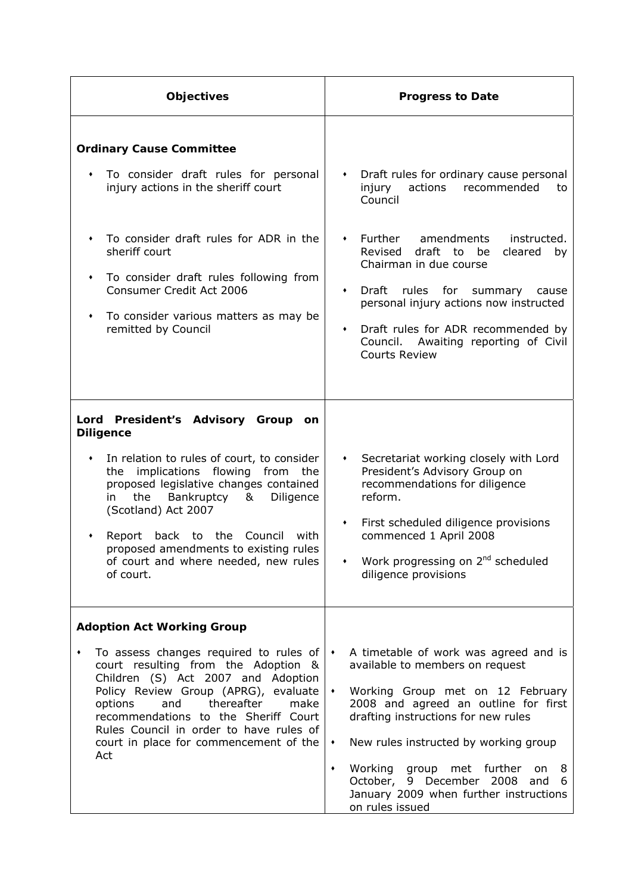| Objectives | Progress to Date |
| --- | --- |
| **Ordinary Cause Committee**<br><br>• To consider draft rules for personal injury actions in the sheriff court<br><br>• To consider draft rules for ADR in the sheriff court<br><br>• To consider draft rules following from Consumer Credit Act 2006<br><br>• To consider various matters as may be remitted by Council | • Draft rules for ordinary cause personal injury actions recommended to Council<br><br>• Further amendments instructed. Revised draft to be cleared by Chairman in due course<br><br>• Draft rules for summary cause personal injury actions now instructed<br><br>• Draft rules for ADR recommended by Council. Awaiting reporting of Civil Courts Review |
| **Lord President's Advisory Group on Diligence**<br><br>• In relation to rules of court, to consider the implications flowing from the proposed legislative changes contained in the Bankruptcy & Diligence (Scotland) Act 2007<br><br>• Report back to the Council with proposed amendments to existing rules of court and where needed, new rules of court. | • Secretariat working closely with Lord President's Advisory Group on recommendations for diligence reform.<br><br>• First scheduled diligence provisions commenced 1 April 2008<br><br>• Work progressing on 2nd scheduled diligence provisions |
| **Adoption Act Working Group**<br><br>• To assess changes required to rules of court resulting from the Adoption & Children (S) Act 2007 and Adoption Policy Review Group (APRG), evaluate options and thereafter make recommendations to the Sheriff Court Rules Council in order to have rules of court in place for commencement of the Act | • A timetable of work was agreed and is available to members on request<br><br>• Working Group met on 12 February 2008 and agreed an outline for first drafting instructions for new rules<br><br>• New rules instructed by working group<br><br>• Working group met further on 8 October, 9 December 2008 and 6 January 2009 when further instructions on rules issued |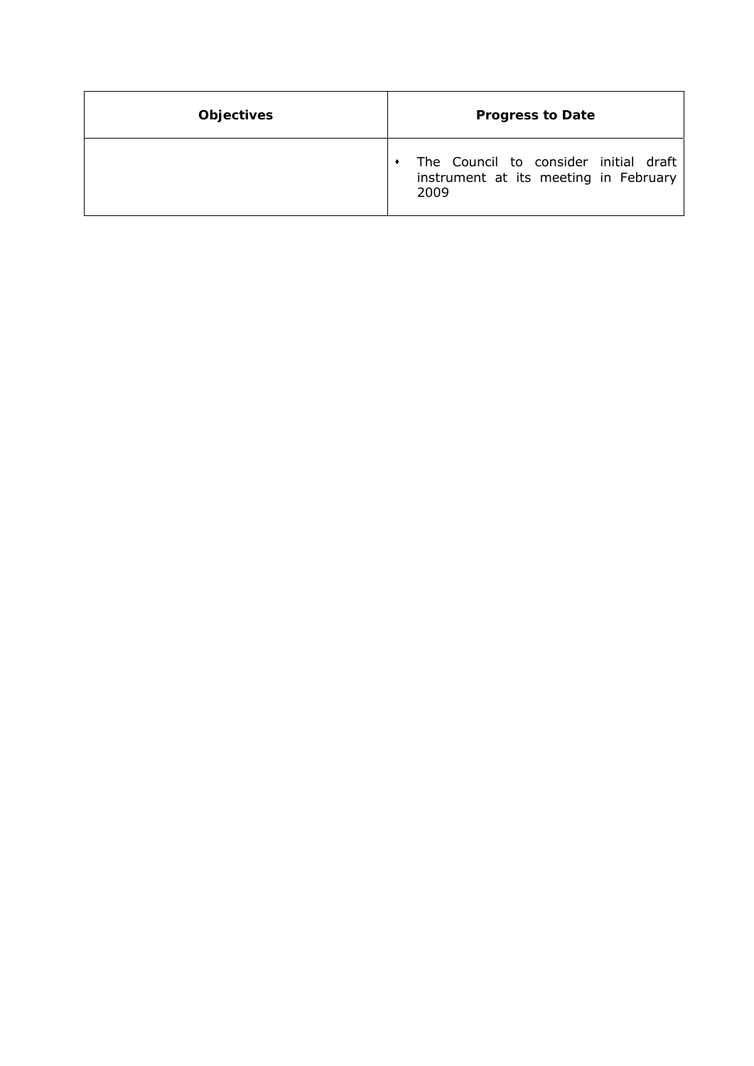| Objectives | Progress to Date |
| --- | --- |
| | • The Council to consider initial draft instrument at its meeting in February 2009 |